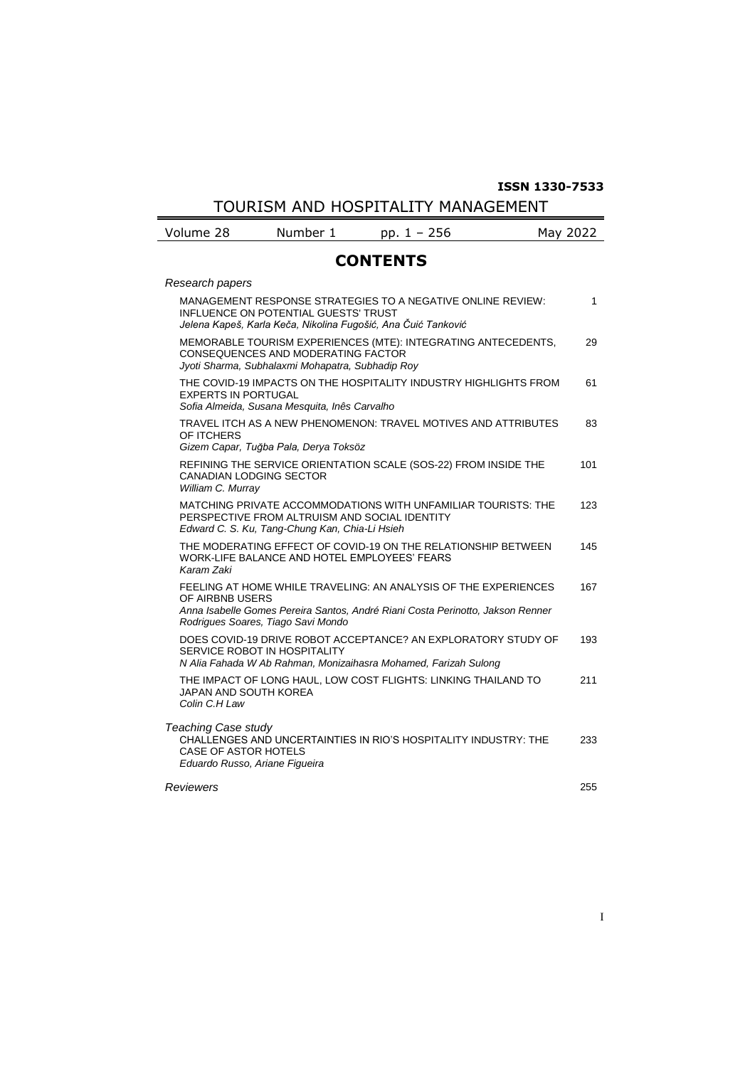**ISSN 1330-7533**

# TOURISM AND HOSPITALITY MANAGEMENT

| Volume 28 | Number 1 | pp. 1 – 256 | May 2022 |
|---|---|---|---|

## CONTENTS

*Research papers*

| | |
|---|---|
| MANAGEMENT RESPONSE STRATEGIES TO A NEGATIVE ONLINE REVIEW: INFLUENCE ON POTENTIAL GUESTS' TRUST<br>*Jelena Kapeš, Karla Keča, Nikolina Fugošić, Ana Čuić Tanković* | 1 |
| MEMORABLE TOURISM EXPERIENCES (MTE): INTEGRATING ANTECEDENTS, CONSEQUENCES AND MODERATING FACTOR<br>*Jyoti Sharma, Subhalaxmi Mohapatra, Subhadip Roy* | 29 |
| THE COVID-19 IMPACTS ON THE HOSPITALITY INDUSTRY HIGHLIGHTS FROM EXPERTS IN PORTUGAL<br>*Sofia Almeida, Susana Mesquita, Inês Carvalho* | 61 |
| TRAVEL ITCH AS A NEW PHENOMENON: TRAVEL MOTIVES AND ATTRIBUTES OF ITCHERS<br>*Gizem Capar, Tuğba Pala, Derya Toksöz* | 83 |
| REFINING THE SERVICE ORIENTATION SCALE (SOS-22) FROM INSIDE THE CANADIAN LODGING SECTOR<br>*William C. Murray* | 101 |
| MATCHING PRIVATE ACCOMMODATIONS WITH UNFAMILIAR TOURISTS: THE PERSPECTIVE FROM ALTRUISM AND SOCIAL IDENTITY<br>*Edward C. S. Ku, Tang-Chung Kan, Chia-Li Hsieh* | 123 |
| THE MODERATING EFFECT OF COVID-19 ON THE RELATIONSHIP BETWEEN WORK-LIFE BALANCE AND HOTEL EMPLOYEES' FEARS<br>*Karam Zaki* | 145 |
| FEELING AT HOME WHILE TRAVELING: AN ANALYSIS OF THE EXPERIENCES OF AIRBNB USERS<br>*Anna Isabelle Gomes Pereira Santos, André Riani Costa Perinotto, Jakson Renner Rodrigues Soares, Tiago Savi Mondo* | 167 |
| DOES COVID-19 DRIVE ROBOT ACCEPTANCE? AN EXPLORATORY STUDY OF SERVICE ROBOT IN HOSPITALITY<br>*N Alia Fahada W Ab Rahman, Monizaihasra Mohamed, Farizah Sulong* | 193 |
| THE IMPACT OF LONG HAUL, LOW COST FLIGHTS: LINKING THAILAND TO JAPAN AND SOUTH KOREA<br>*Colin C.H Law* | 211 |

*Teaching Case study*

| | |
|---|---|
| CHALLENGES AND UNCERTAINTIES IN RIO'S HOSPITALITY INDUSTRY: THE CASE OF ASTOR HOTELS<br>*Eduardo Russo, Ariane Figueira* | 233 |

*Reviewers* 255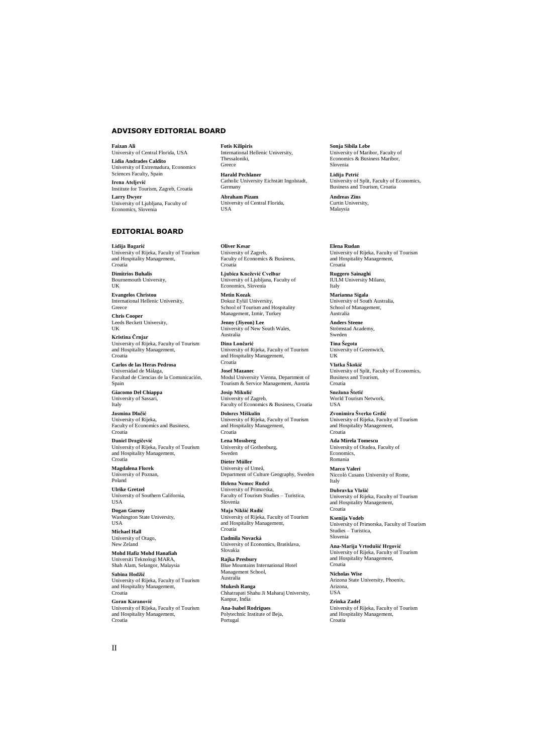## ADVISORY EDITORIAL BOARD

**Faizan Ali**
University of Central Florida, USA

**Lidia Andrades Caldito**
University of Extremadura, Economics Sciences Faculty, Spain

**Irena Ateljević**
Institute for Tourism, Zagreb, Croatia

**Larry Dwyer**
University of Ljubljana, Faculty of Economics, Slovenia

**Fotis Kilipiris**
International Hellenic University, Thessaloniki, Greece

**Harald Pechlaner**
Catholic University Eichstätt Ingolstadt, Germany

**Abraham Pizam**
University of Central Florida, USA

**Sonja Sibila Lebe**
University of Maribor, Faculty of Economics & Business Maribor, Slovenia

**Lidija Petrić**
University of Split, Faculty of Economics, Business and Tourism, Croatia

**Andreas Zins**
Curtin University, Malaysia

## EDITORIAL BOARD

**Lidija Bagarić**
University of Rijeka, Faculty of Tourism and Hospitality Management, Croatia

**Dimitrios Buhalis**
Bournemouth University, UK

**Evangelos Christou**
International Hellenic University, Greece

**Chris Cooper**
Leeds Beckett University, UK

**Kristina Črnjar**
University of Rijeka, Faculty of Tourism and Hospitality Management, Croatia

**Carlos de las Heras Pedrosa**
Universidad de Málaga, Facultad de Ciencias de la Comunicación, Spain

**Giacomo Del Chiappa**
University of Sassari, Italy

**Jasmina Dlačić**
University of Rijeka, Faculty of Economics and Business, Croatia

**Daniel Dragičević**
University of Rijeka, Faculty of Tourism and Hospitality Management, Croatia

**Magdalena Florek**
University of Poznan, Poland

**Ulrike Gretzel**
University of Southern California, USA

**Dogan Gursoy**
Washington State University, USA

**Michael Hall**
University of Otago, New Zeland

**Mohd Hafiz Mohd Hanafiah**
Universiti Teknologi MARA, Shah Alam, Selangor, Malaysia

**Sabina Hodžić**
University of Rijeka, Faculty of Tourism and Hospitality Management, Croatia

**Goran Karanović**
University of Rijeka, Faculty of Tourism and Hospitality Management, Croatia

**Oliver Kesar**
University of Zagreb, Faculty of Economics & Business, Croatia

**Ljubica Knežević Cvelbar**
University of Ljubljana, Faculty of Economics, Slovenia

**Metin Kozak**
Dokuz Eylül University, School of Tourism and Hospitality Management, Izmir, Turkey

**Jenny (Jiyeon) Lee**
University of New South Wales, Australia

**Dina Lončarić**
University of Rijeka, Faculty of Tourism and Hospitality Management, Croatia

**Josef Mazanec**
Modul University Vienna, Department of Tourism & Service Management, Austria

**Josip Mikulić**
University of Zagreb, Faculty of Economics & Business, Croatia

**Dolores Miškulin**
University of Rijeka, Faculty of Tourism and Hospitality Management, Croatia

**Lena Mossberg**
University of Gothenburg, Sweden

**Dieter Müller**
University of Umeå, Department of Culture Geography, Sweden

**Helena Nemec Rudež**
University of Primorska, Faculty of Tourism Studies – Turistica, Slovenia

**Maja Nikšić Radić**
University of Rijeka, Faculty of Tourism and Hospitality Management, Croatia

**Ľudmila Novacká**
University of Economics, Bratislava, Slovakia

**Rajka Presbury**
Blue Mountains International Hotel Management School, Australia

**Mukesh Ranga**
Chhatrapati Shahu Ji Maharaj University, Kanpur, India

**Ana-Isabel Rodrigues**
Polytechnic Institute of Beja, Portugal

**Elena Rudan**
University of Rijeka, Faculty of Tourism and Hospitality Management, Croatia

**Ruggero Sainaghi**
IULM University Milano, Italy

**Marianna Sigala**
University of South Australia, School of Management, Australia

**Anders Steene**
Strömstad Academy, Sweden

**Tina Šegota**
University of Greenwich, UK

**Vlatka Škokić**
University of Split, Faculty of Economics, Business and Tourism, Croatia

**Snežana Štetić**
World Tourism Network, USA

**Zvonimira Šverko Grdić**
University of Rijeka, Faculty of Tourism and Hospitality Management, Croatia

**Ada Mirela Tomescu**
University of Oradea, Faculty of Economics, Romania

**Marco Valeri**
Niccolò Cusano University of Rome, Italy

**Dubravka Vlašić**
University of Rijeka, Faculty of Tourism and Hospitality Management, Croatia

**Ksenija Vodeb**
University of Primorska, Faculty of Tourism Studies – Turistica, Slovenia

**Ana-Marija Vrtodušić Hrgović**
University of Rijeka, Faculty of Tourism and Hospitality Management, Croatia

**Nicholas Wise**
Arizona State University, Phoenix, Arizona, USA

**Zrinka Zadel**
University of Rijeka, Faculty of Tourism and Hospitality Management, Croatia